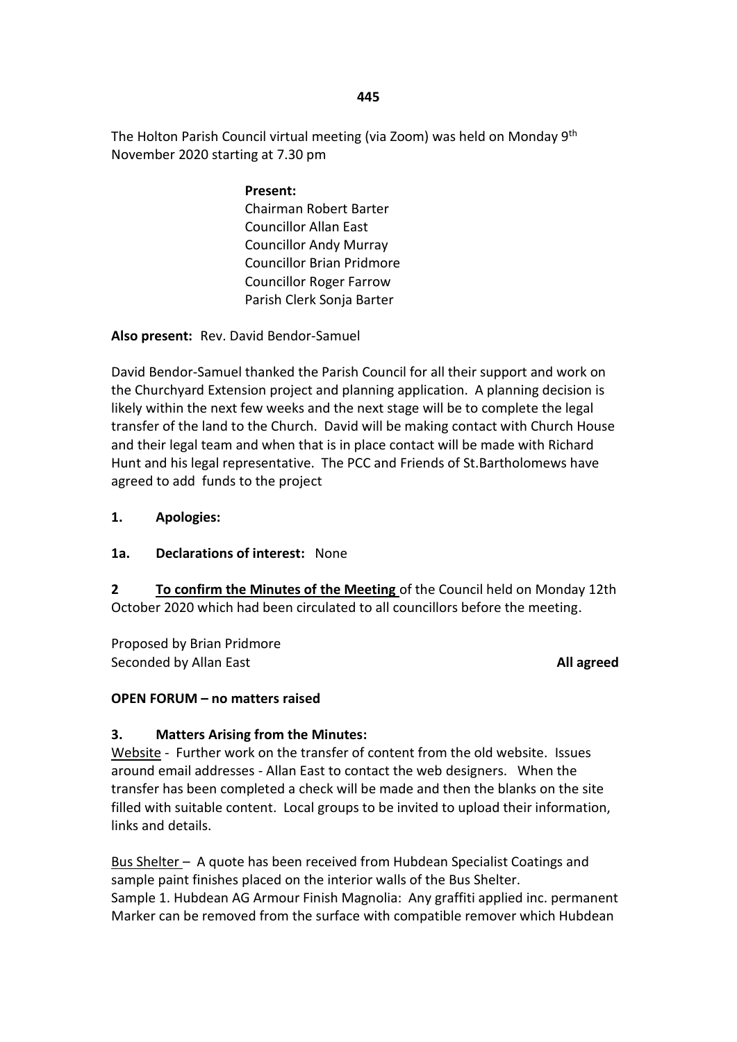The Holton Parish Council virtual meeting (via Zoom) was held on Monday 9th November 2020 starting at 7.30 pm

**Present:**
Chairman Robert Barter
Councillor Allan East
Councillor Andy Murray
Councillor Brian Pridmore
Councillor Roger Farrow
Parish Clerk Sonja Barter

**Also present:** Rev. David Bendor-Samuel

David Bendor-Samuel thanked the Parish Council for all their support and work on the Churchyard Extension project and planning application. A planning decision is likely within the next few weeks and the next stage will be to complete the legal transfer of the land to the Church. David will be making contact with Church House and their legal team and when that is in place contact will be made with Richard Hunt and his legal representative. The PCC and Friends of St.Bartholomews have agreed to add funds to the project

**1. Apologies:**

**1a. Declarations of interest:** None

**2** **<u>To confirm the Minutes of the Meeting</u>** of the Council held on Monday 12th October 2020 which had been circulated to all councillors before the meeting.

Proposed by Brian Pridmore
Seconded by Allan East **All agreed**

**OPEN FORUM – no matters raised**

**3. Matters Arising from the Minutes:**

<u>Website</u> - Further work on the transfer of content from the old website. Issues around email addresses - Allan East to contact the web designers. When the transfer has been completed a check will be made and then the blanks on the site filled with suitable content. Local groups to be invited to upload their information, links and details.

<u>Bus Shelter</u> – A quote has been received from Hubdean Specialist Coatings and sample paint finishes placed on the interior walls of the Bus Shelter.
Sample 1. Hubdean AG Armour Finish Magnolia: Any graffiti applied inc. permanent Marker can be removed from the surface with compatible remover which Hubdean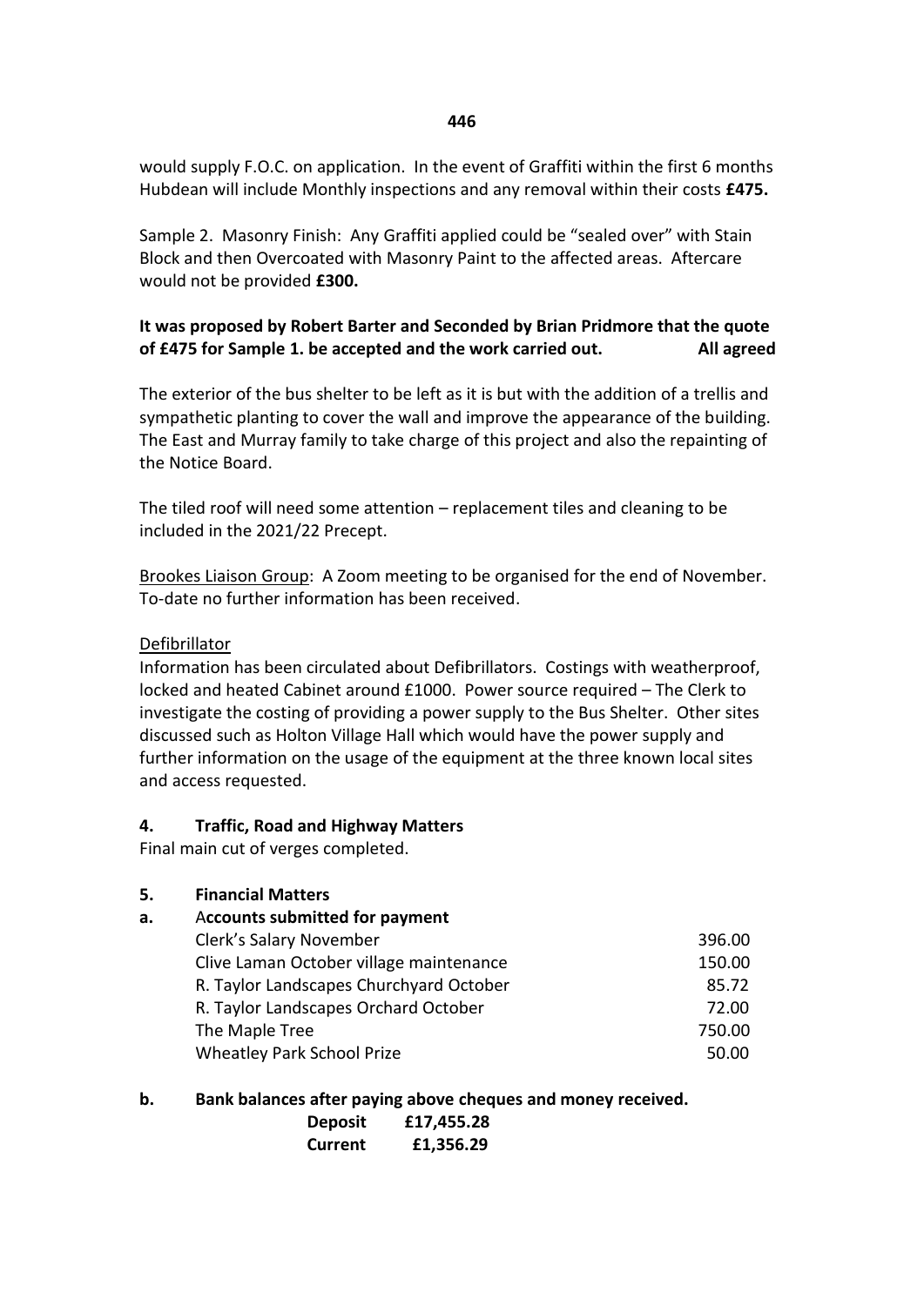would supply F.O.C. on application. In the event of Graffiti within the first 6 months Hubdean will include Monthly inspections and any removal within their costs **£475.**

Sample 2. Masonry Finish: Any Graffiti applied could be "sealed over" with Stain Block and then Overcoated with Masonry Paint to the affected areas. Aftercare would not be provided **£300.**

**It was proposed by Robert Barter and Seconded by Brian Pridmore that the quote of £475 for Sample 1. be accepted and the work carried out. All agreed**

The exterior of the bus shelter to be left as it is but with the addition of a trellis and sympathetic planting to cover the wall and improve the appearance of the building. The East and Murray family to take charge of this project and also the repainting of the Notice Board.

The tiled roof will need some attention – replacement tiles and cleaning to be included in the 2021/22 Precept.

Brookes Liaison Group: A Zoom meeting to be organised for the end of November. To-date no further information has been received.

Defibrillator

Information has been circulated about Defibrillators. Costings with weatherproof, locked and heated Cabinet around £1000. Power source required – The Clerk to investigate the costing of providing a power supply to the Bus Shelter. Other sites discussed such as Holton Village Hall which would have the power supply and further information on the usage of the equipment at the three known local sites and access requested.

## 4. Traffic, Road and Highway Matters

Final main cut of verges completed.

## 5. Financial Matters

**a. Accounts submitted for payment**

| | |
|---|---|
| Clerk's Salary November | 396.00 |
| Clive Laman October village maintenance | 150.00 |
| R. Taylor Landscapes Churchyard October | 85.72 |
| R. Taylor Landscapes Orchard October | 72.00 |
| The Maple Tree | 750.00 |
| Wheatley Park School Prize | 50.00 |

**b. Bank balances after paying above cheques and money received.**

| | |
|---|---|
| **Deposit** | **£17,455.28** |
| **Current** | **£1,356.29** |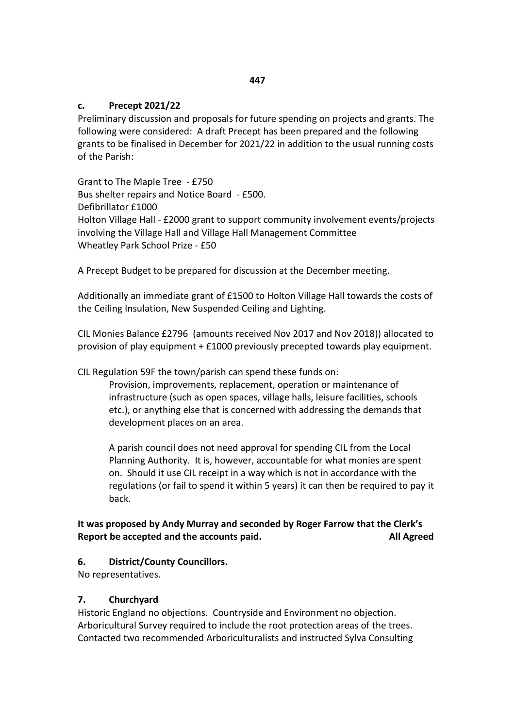### c. Precept 2021/22

Preliminary discussion and proposals for future spending on projects and grants. The following were considered: A draft Precept has been prepared and the following grants to be finalised in December for 2021/22 in addition to the usual running costs of the Parish:

Grant to The Maple Tree - £750
Bus shelter repairs and Notice Board - £500.
Defibrillator £1000
Holton Village Hall - £2000 grant to support community involvement events/projects involving the Village Hall and Village Hall Management Committee
Wheatley Park School Prize - £50

A Precept Budget to be prepared for discussion at the December meeting.

Additionally an immediate grant of £1500 to Holton Village Hall towards the costs of the Ceiling Insulation, New Suspended Ceiling and Lighting.

CIL Monies Balance £2796 (amounts received Nov 2017 and Nov 2018)) allocated to provision of play equipment + £1000 previously precepted towards play equipment.

CIL Regulation 59F the town/parish can spend these funds on:

> Provision, improvements, replacement, operation or maintenance of infrastructure (such as open spaces, village halls, leisure facilities, schools etc.), or anything else that is concerned with addressing the demands that development places on an area.
>
> A parish council does not need approval for spending CIL from the Local Planning Authority. It is, however, accountable for what monies are spent on. Should it use CIL receipt in a way which is not in accordance with the regulations (or fail to spend it within 5 years) it can then be required to pay it back.

**It was proposed by Andy Murray and seconded by Roger Farrow that the Clerk's Report be accepted and the accounts paid. All Agreed**

### 6. District/County Councillors.

No representatives.

### 7. Churchyard

Historic England no objections. Countryside and Environment no objection. Arboricultural Survey required to include the root protection areas of the trees. Contacted two recommended Arboriculturalists and instructed Sylva Consulting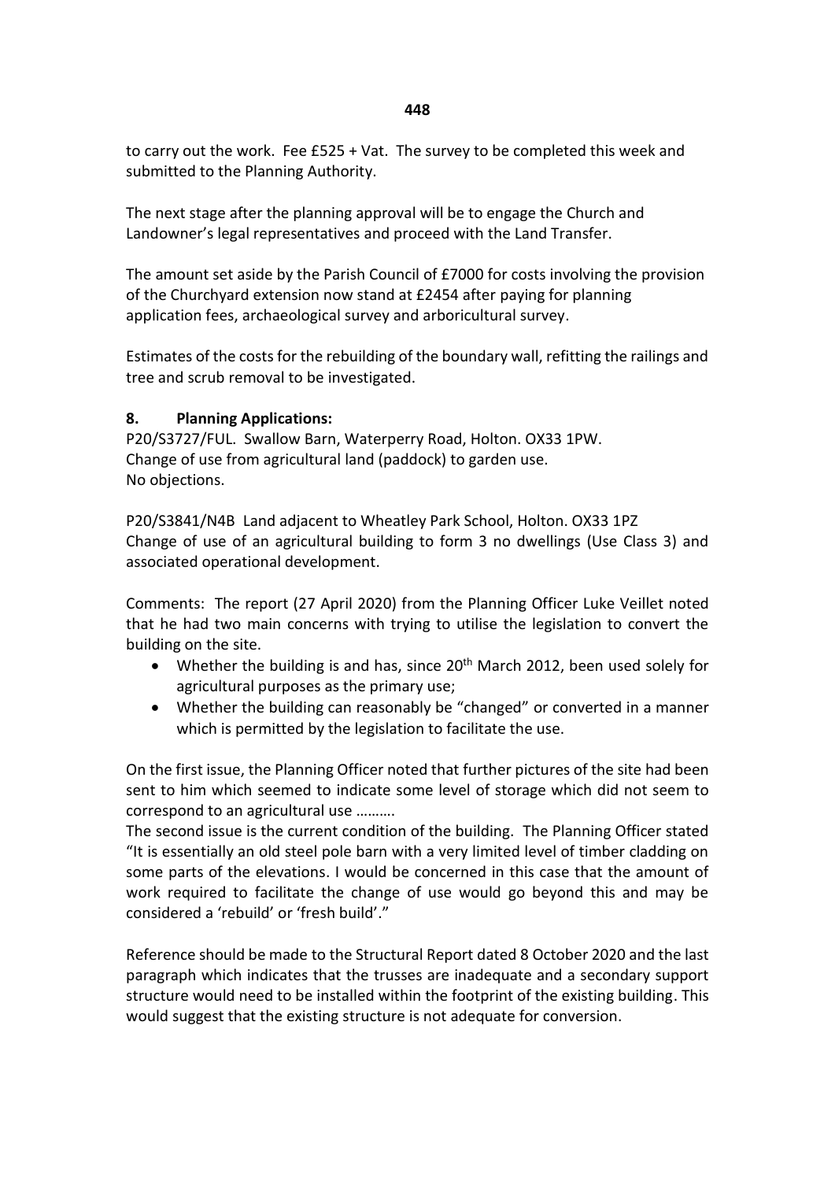to carry out the work. Fee £525 + Vat. The survey to be completed this week and submitted to the Planning Authority.

The next stage after the planning approval will be to engage the Church and Landowner's legal representatives and proceed with the Land Transfer.

The amount set aside by the Parish Council of £7000 for costs involving the provision of the Churchyard extension now stand at £2454 after paying for planning application fees, archaeological survey and arboricultural survey.

Estimates of the costs for the rebuilding of the boundary wall, refitting the railings and tree and scrub removal to be investigated.

**8. Planning Applications:**

P20/S3727/FUL. Swallow Barn, Waterperry Road, Holton. OX33 1PW.
Change of use from agricultural land (paddock) to garden use.
No objections.

P20/S3841/N4B Land adjacent to Wheatley Park School, Holton. OX33 1PZ
Change of use of an agricultural building to form 3 no dwellings (Use Class 3) and associated operational development.

Comments: The report (27 April 2020) from the Planning Officer Luke Veillet noted that he had two main concerns with trying to utilise the legislation to convert the building on the site.

- Whether the building is and has, since 20th March 2012, been used solely for agricultural purposes as the primary use;
- Whether the building can reasonably be "changed" or converted in a manner which is permitted by the legislation to facilitate the use.

On the first issue, the Planning Officer noted that further pictures of the site had been sent to him which seemed to indicate some level of storage which did not seem to correspond to an agricultural use ……….
The second issue is the current condition of the building. The Planning Officer stated "It is essentially an old steel pole barn with a very limited level of timber cladding on some parts of the elevations. I would be concerned in this case that the amount of work required to facilitate the change of use would go beyond this and may be considered a 'rebuild' or 'fresh build'."

Reference should be made to the Structural Report dated 8 October 2020 and the last paragraph which indicates that the trusses are inadequate and a secondary support structure would need to be installed within the footprint of the existing building. This would suggest that the existing structure is not adequate for conversion.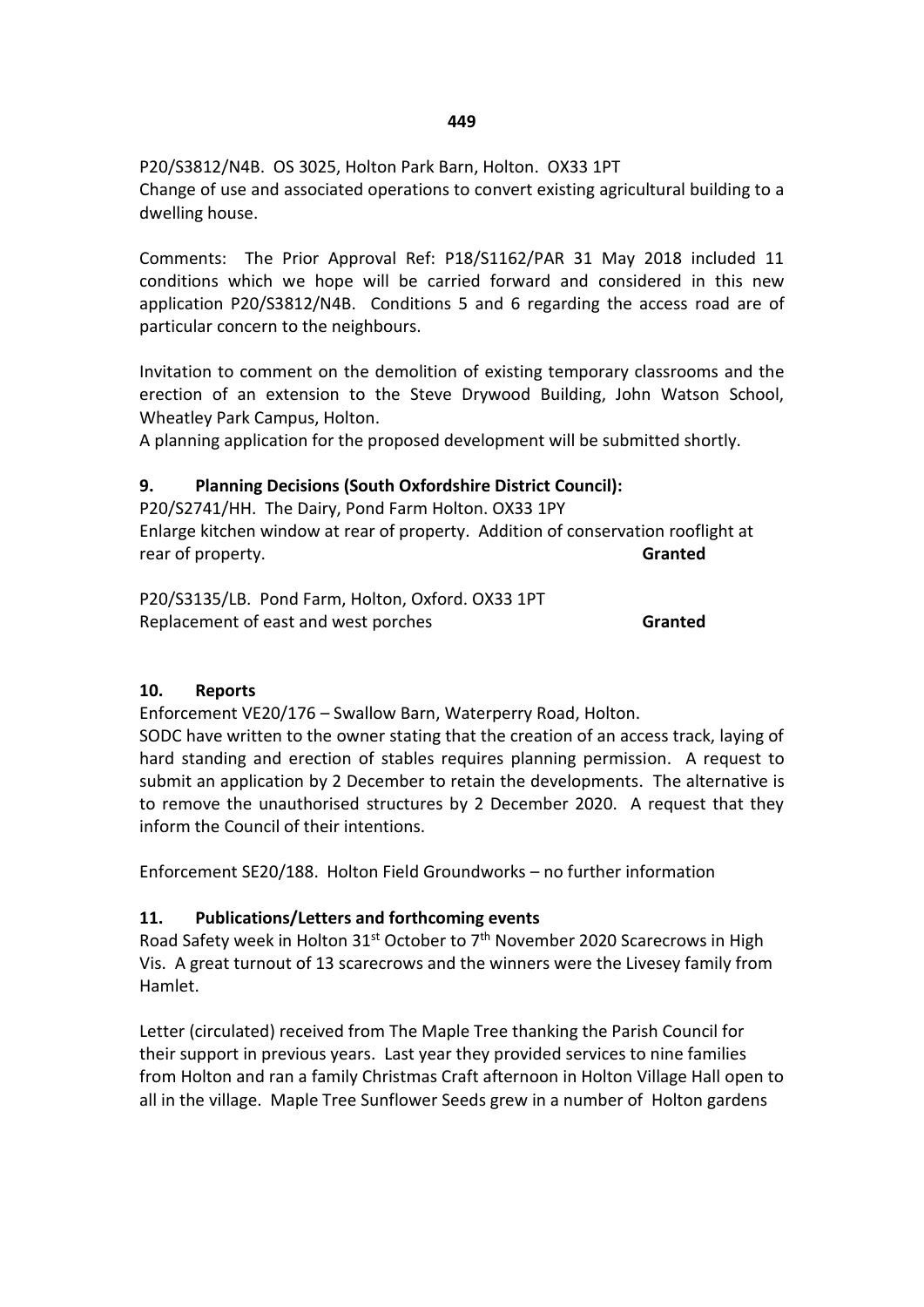P20/S3812/N4B. OS 3025, Holton Park Barn, Holton. OX33 1PT
Change of use and associated operations to convert existing agricultural building to a dwelling house.

Comments: The Prior Approval Ref: P18/S1162/PAR 31 May 2018 included 11 conditions which we hope will be carried forward and considered in this new application P20/S3812/N4B. Conditions 5 and 6 regarding the access road are of particular concern to the neighbours.

Invitation to comment on the demolition of existing temporary classrooms and the erection of an extension to the Steve Drywood Building, John Watson School, Wheatley Park Campus, Holton.
A planning application for the proposed development will be submitted shortly.

## 9. Planning Decisions (South Oxfordshire District Council):

P20/S2741/HH. The Dairy, Pond Farm Holton. OX33 1PY
Enlarge kitchen window at rear of property. Addition of conservation rooflight at rear of property. **Granted**

P20/S3135/LB. Pond Farm, Holton, Oxford. OX33 1PT
Replacement of east and west porches **Granted**

## 10. Reports

Enforcement VE20/176 – Swallow Barn, Waterperry Road, Holton.
SODC have written to the owner stating that the creation of an access track, laying of hard standing and erection of stables requires planning permission. A request to submit an application by 2 December to retain the developments. The alternative is to remove the unauthorised structures by 2 December 2020. A request that they inform the Council of their intentions.

Enforcement SE20/188. Holton Field Groundworks – no further information

## 11. Publications/Letters and forthcoming events

Road Safety week in Holton 31st October to 7th November 2020 Scarecrows in High Vis. A great turnout of 13 scarecrows and the winners were the Livesey family from Hamlet.

Letter (circulated) received from The Maple Tree thanking the Parish Council for their support in previous years. Last year they provided services to nine families from Holton and ran a family Christmas Craft afternoon in Holton Village Hall open to all in the village. Maple Tree Sunflower Seeds grew in a number of Holton gardens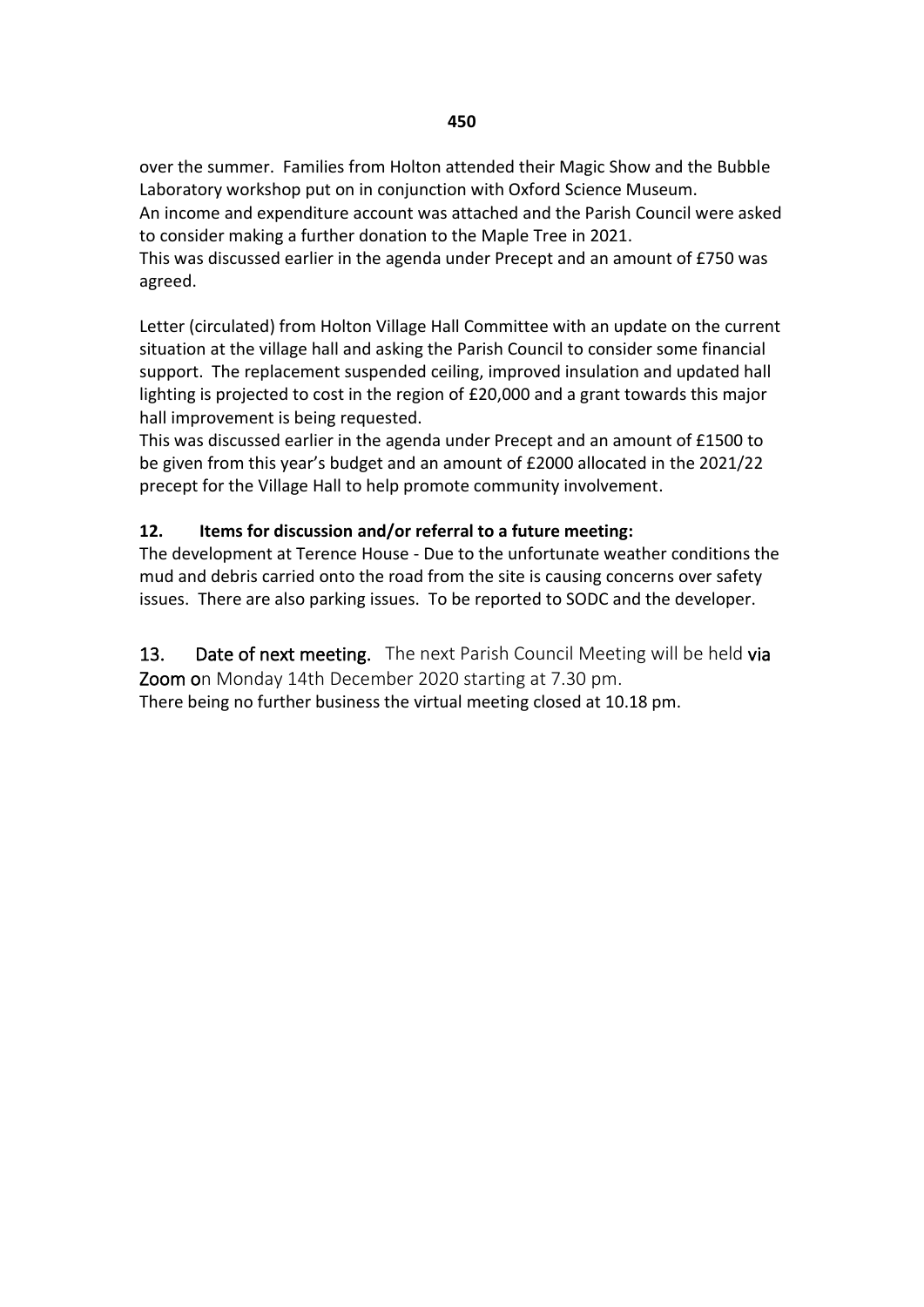over the summer. Families from Holton attended their Magic Show and the Bubble Laboratory workshop put on in conjunction with Oxford Science Museum.
An income and expenditure account was attached and the Parish Council were asked to consider making a further donation to the Maple Tree in 2021.
This was discussed earlier in the agenda under Precept and an amount of £750 was agreed.

Letter (circulated) from Holton Village Hall Committee with an update on the current situation at the village hall and asking the Parish Council to consider some financial support. The replacement suspended ceiling, improved insulation and updated hall lighting is projected to cost in the region of £20,000 and a grant towards this major hall improvement is being requested.
This was discussed earlier in the agenda under Precept and an amount of £1500 to be given from this year's budget and an amount of £2000 allocated in the 2021/22 precept for the Village Hall to help promote community involvement.

**12. Items for discussion and/or referral to a future meeting:**
The development at Terence House - Due to the unfortunate weather conditions the mud and debris carried onto the road from the site is causing concerns over safety issues. There are also parking issues. To be reported to SODC and the developer.

**13. Date of next meeting.** The next Parish Council Meeting will be held **via Zoom o**n Monday 14th December 2020 starting at 7.30 pm.
There being no further business the virtual meeting closed at 10.18 pm.